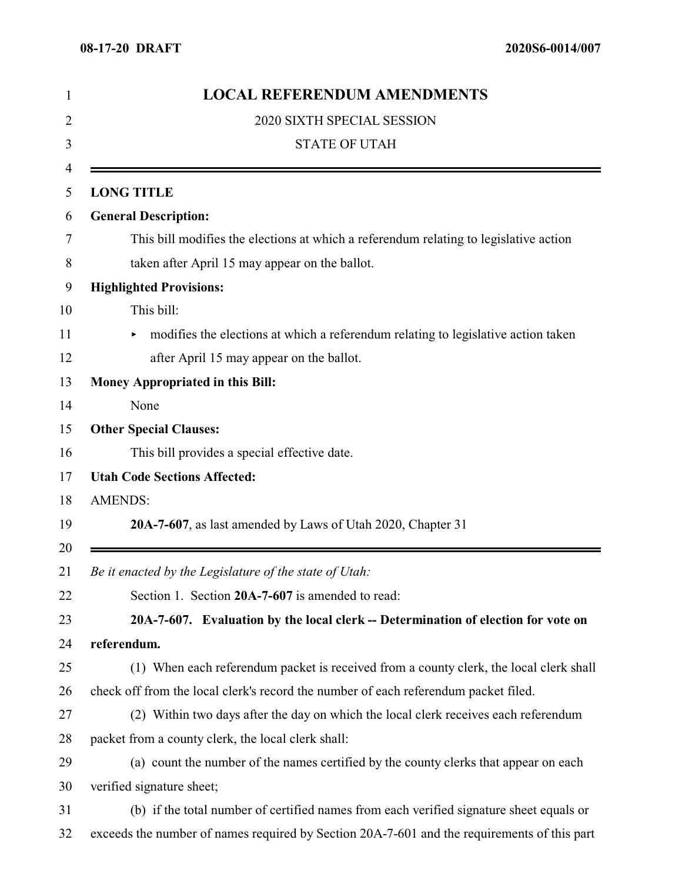# LOCAL REFERENDUM AMENDMENTS

2020 SIXTH SPECIAL SESSION

STATE OF UTAH

---

**LONG TITLE**

**General Description:**

This bill modifies the elections at which a referendum relating to legislative action taken after April 15 may appear on the ballot.

**Highlighted Provisions:**

This bill:

- modifies the elections at which a referendum relating to legislative action taken after April 15 may appear on the ballot.

**Money Appropriated in this Bill:**

None

**Other Special Clauses:**

This bill provides a special effective date.

**Utah Code Sections Affected:**

AMENDS:

**20A-7-607**, as last amended by Laws of Utah 2020, Chapter 31

---

*Be it enacted by the Legislature of the state of Utah:*

Section 1. Section **20A-7-607** is amended to read:

**20A-7-607. Evaluation by the local clerk -- Determination of election for vote on referendum.**

(1) When each referendum packet is received from a county clerk, the local clerk shall check off from the local clerk's record the number of each referendum packet filed.

(2) Within two days after the day on which the local clerk receives each referendum packet from a county clerk, the local clerk shall:

(a) count the number of the names certified by the county clerks that appear on each verified signature sheet;

(b) if the total number of certified names from each verified signature sheet equals or exceeds the number of names required by Section 20A-7-601 and the requirements of this part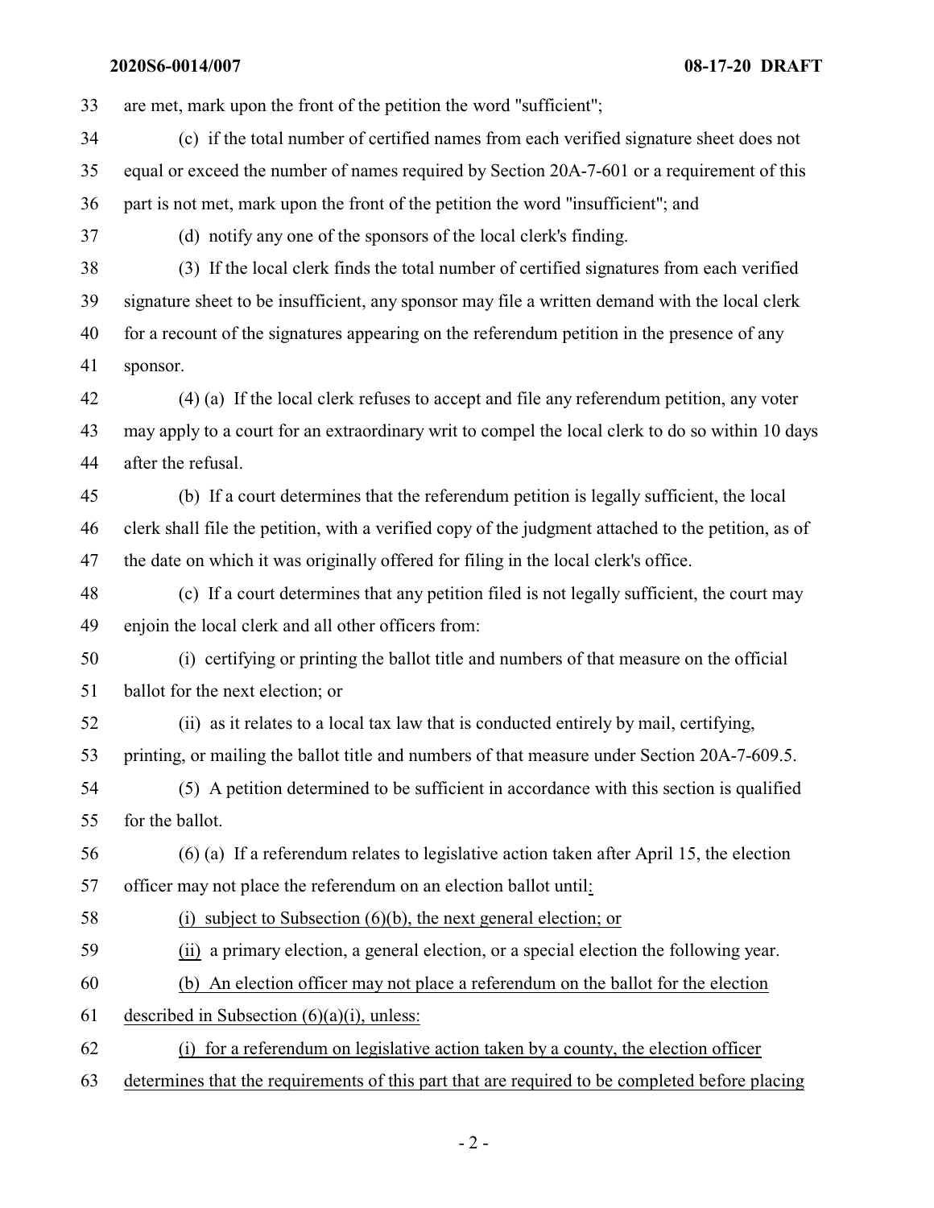33 are met, mark upon the front of the petition the word "sufficient";

34 (c) if the total number of certified names from each verified signature sheet does not

35 equal or exceed the number of names required by Section 20A-7-601 or a requirement of this

36 part is not met, mark upon the front of the petition the word "insufficient"; and

37 (d) notify any one of the sponsors of the local clerk's finding.

38 (3) If the local clerk finds the total number of certified signatures from each verified

39 signature sheet to be insufficient, any sponsor may file a written demand with the local clerk

40 for a recount of the signatures appearing on the referendum petition in the presence of any

41 sponsor.

42 (4) (a) If the local clerk refuses to accept and file any referendum petition, any voter

43 may apply to a court for an extraordinary writ to compel the local clerk to do so within 10 days

44 after the refusal.

45 (b) If a court determines that the referendum petition is legally sufficient, the local

46 clerk shall file the petition, with a verified copy of the judgment attached to the petition, as of

47 the date on which it was originally offered for filing in the local clerk's office.

48 (c) If a court determines that any petition filed is not legally sufficient, the court may

49 enjoin the local clerk and all other officers from:

50 (i) certifying or printing the ballot title and numbers of that measure on the official

51 ballot for the next election; or

52 (ii) as it relates to a local tax law that is conducted entirely by mail, certifying,

53 printing, or mailing the ballot title and numbers of that measure under Section 20A-7-609.5.

54 (5) A petition determined to be sufficient in accordance with this section is qualified

55 for the ballot.

56 (6) (a) If a referendum relates to legislative action taken after April 15, the election

57 officer may not place the referendum on an election ballot until<u>:</u>

58 <u>(i) subject to Subsection (6)(b), the next general election; or</u>

59 <u>(ii)</u> a primary election, a general election, or a special election the following year.

60 <u>(b) An election officer may not place a referendum on the ballot for the election</u>

61 <u>described in Subsection (6)(a)(i), unless:</u>

62 <u>(i) for a referendum on legislative action taken by a county, the election officer</u>

63 <u>determines that the requirements of this part that are required to be completed before placing</u>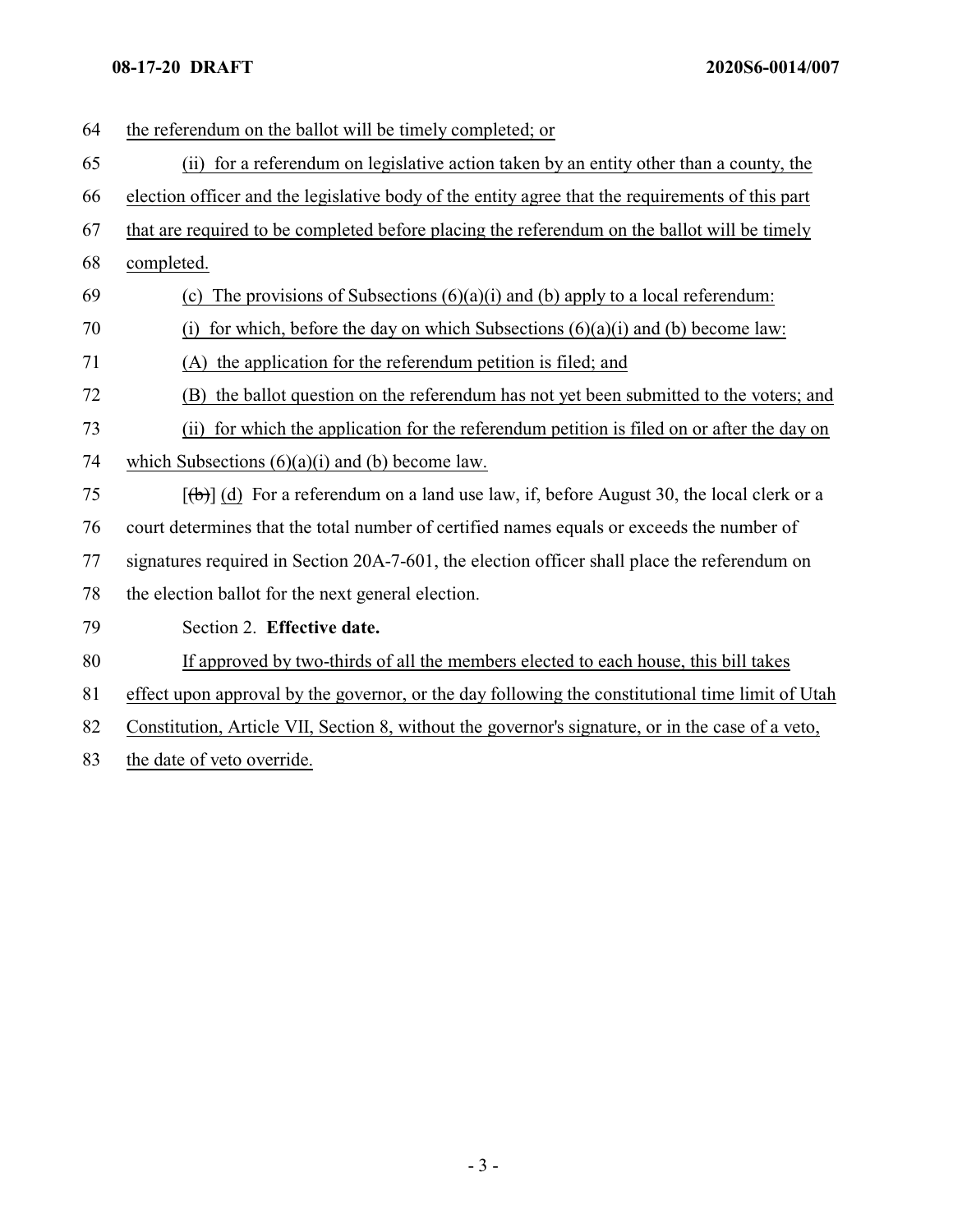the referenced on the ballot will be timely completed; or

(ii) for a referendum on legislative action taken by an entity other than a county, the election officer and the legislative body of the entity agree that the requirements of this part that are required to be completed before placing the referendum on the ballot will be timely completed.

(c) The provisions of Subsections (6)(a)(i) and (b) apply to a local referendum:

(i) for which, before the day on which Subsections (6)(a)(i) and (b) become law:

(A) the application for the referendum petition is filed; and

(B) the ballot question on the referendum has not yet been submitted to the voters; and

(ii) for which the application for the referendum petition is filed on or after the day on which Subsections (6)(a)(i) and (b) become law.

[~~(b)~~] (d) For a referendum on a land use law, if, before August 30, the local clerk or a court determines that the total number of certified names equals or exceeds the number of signatures required in Section 20A-7-601, the election officer shall place the referendum on the election ballot for the next general election.

Section 2. **Effective date.**

If approved by two-thirds of all the members elected to each house, this bill takes effect upon approval by the governor, or the day following the constitutional time limit of Utah Constitution, Article VII, Section 8, without the governor's signature, or in the case of a veto, the date of veto override.